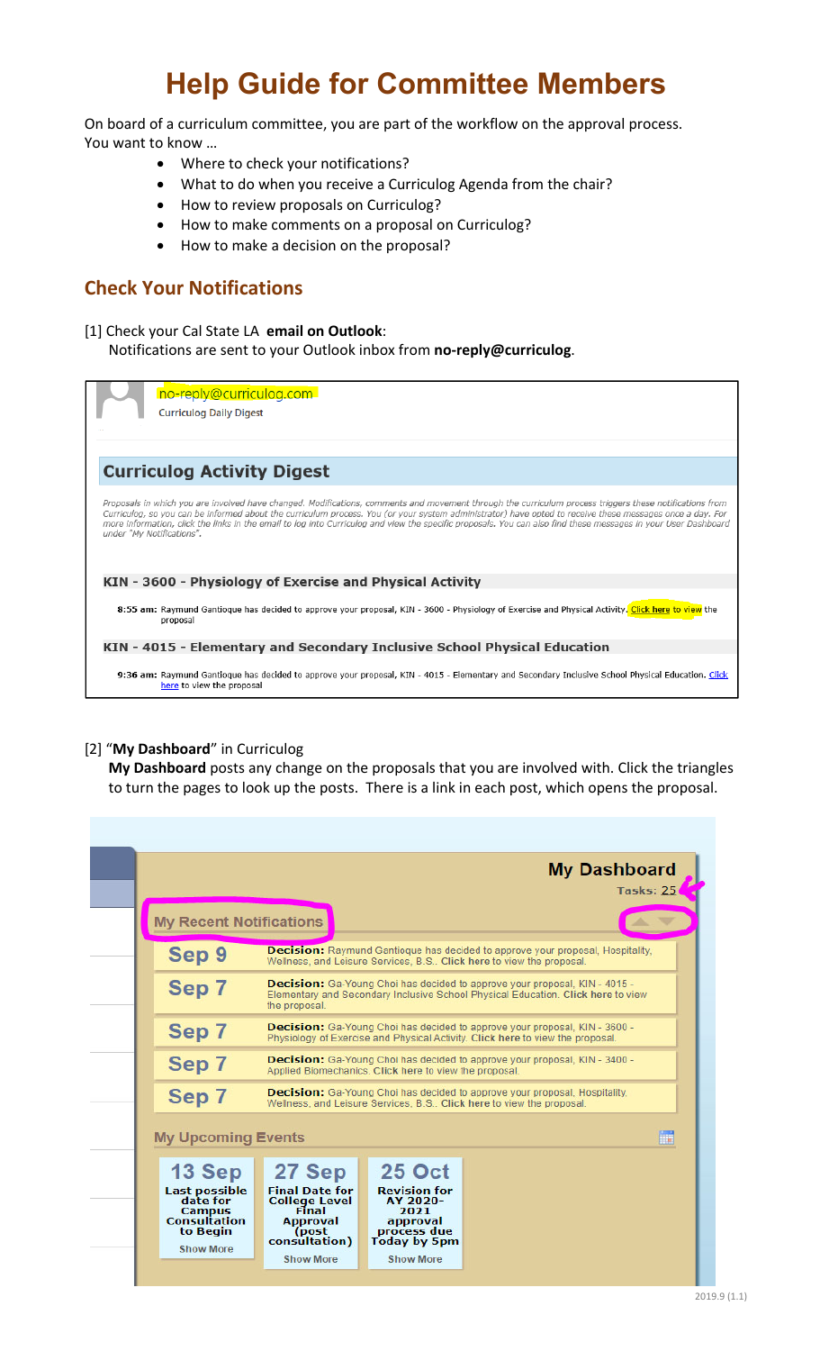# Help Guide for Committee Members

On board of a curriculum committee, you are part of the workflow on the approval process. You want to know …

- Where to check your notifications?
- What to do when you receive a Curriculog Agenda from the chair?
- How to review proposals on Curriculog?
- How to make comments on a proposal on Curriculog?
- How to make a decision on the proposal?

## Check Your Notifications

[1] Check your Cal State LA **email on Outlook**:
Notifications are sent to your Outlook inbox from **no-reply@curriculog**.

no-reply@curriculog.com
Curriculog Daily Digest

**Curriculog Activity Digest**

*Proposals in which you are involved have changed. Modifications, comments and movement through the curriculum process triggers these notifications from Curriculog, so you can be informed about the curriculum process. You (or your system administrator) have opted to receive these messages once a day. For more information, click the links in the email to log into Curriculog and view the specific proposals. You can also find these messages in your User Dashboard under "My Notifications".*

**KIN - 3600 - Physiology of Exercise and Physical Activity**

**8:55 am:** Raymund Gantioque has decided to approve your proposal, KIN - 3600 - Physiology of Exercise and Physical Activity. Click here to view the proposal

**KIN - 4015 - Elementary and Secondary Inclusive School Physical Education**

**9:36 am:** Raymund Gantioque has decided to approve your proposal, KIN - 4015 - Elementary and Secondary Inclusive School Physical Education. Click here to view the proposal

[2] "**My Dashboard**" in Curriculog
**My Dashboard** posts any change on the proposals that you are involved with. Click the triangles to turn the pages to look up the posts. There is a link in each post, which opens the proposal.

**My Dashboard**
Tasks: 25

**My Recent Notifications**

- **Sep 9** — **Decision:** Raymund Gantioque has decided to approve your proposal, Hospitality, Wellness, and Leisure Services, B.S.. **Click here** to view the proposal.
- **Sep 7** — **Decision:** Ga-Young Choi has decided to approve your proposal, KIN - 4015 - Elementary and Secondary Inclusive School Physical Education. **Click here** to view the proposal.
- **Sep 7** — **Decision:** Ga-Young Choi has decided to approve your proposal, KIN - 3600 - Physiology of Exercise and Physical Activity. **Click here** to view the proposal.
- **Sep 7** — **Decision:** Ga-Young Choi has decided to approve your proposal, KIN - 3400 - Applied Biomechanics. **Click here** to view the proposal.
- **Sep 7** — **Decision:** Ga-Young Choi has decided to approve your proposal, Hospitality, Wellness, and Leisure Services, B.S.. **Click here** to view the proposal.

**My Upcoming Events**

- **13 Sep** — Last possible date for Campus Consultation to Begin (Show More)
- **27 Sep** — Final Date for College Level Final Approval (post consultation) (Show More)
- **25 Oct** — Revision for AY 2020-2021 approval process due Today by 5pm (Show More)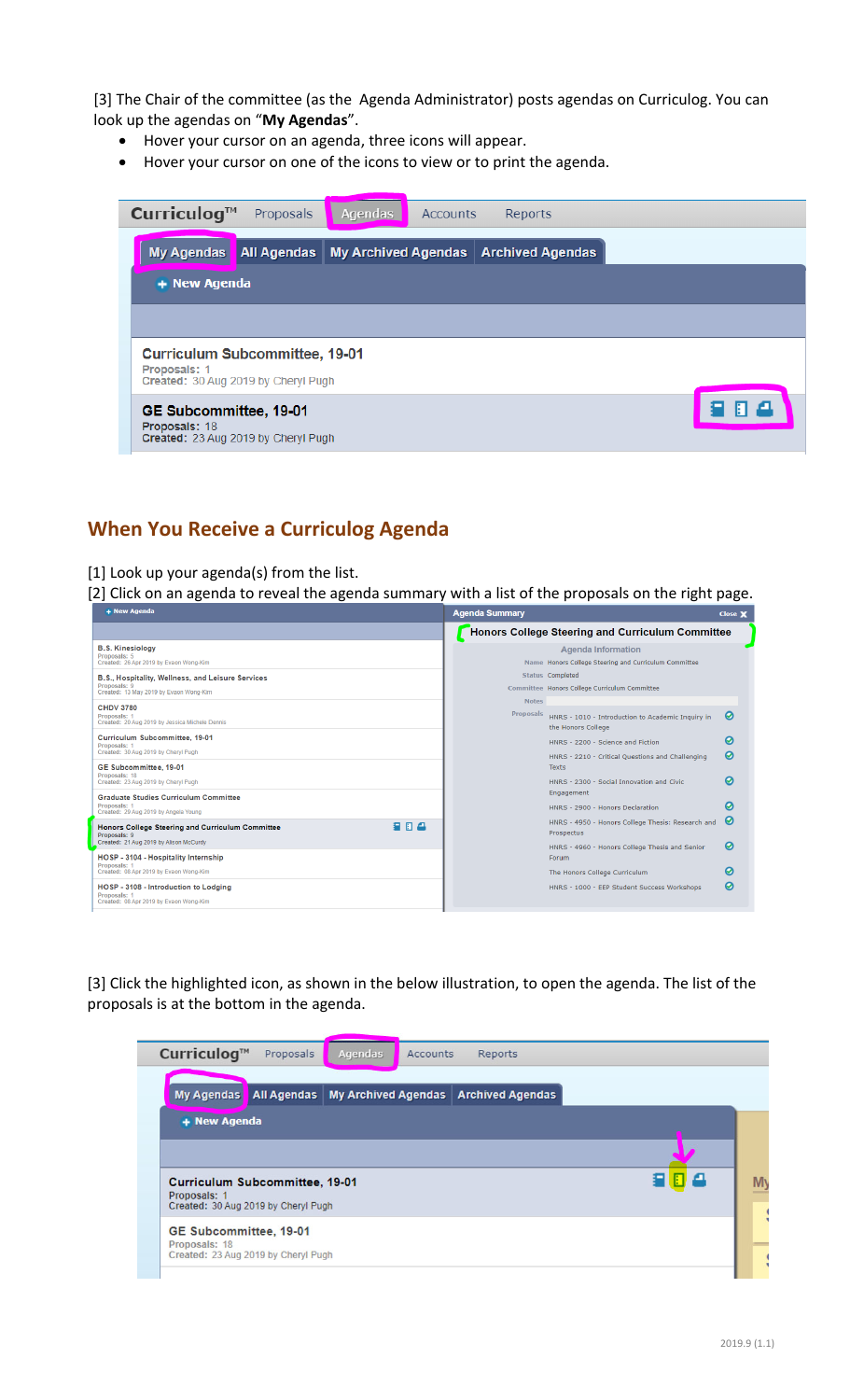[3] The Chair of the committee (as the Agenda Administrator) posts agendas on Curriculog. You can look up the agendas on "**My Agendas**".

- Hover your cursor on an agenda, three icons will appear.
- Hover your cursor on one of the icons to view or to print the agenda.

## When You Receive a Curriculog Agenda

[1] Look up your agenda(s) from the list.

[2] Click on an agenda to reveal the agenda summary with a list of the proposals on the right page.

[3] Click the highlighted icon, as shown in the below illustration, to open the agenda. The list of the proposals is at the bottom in the agenda.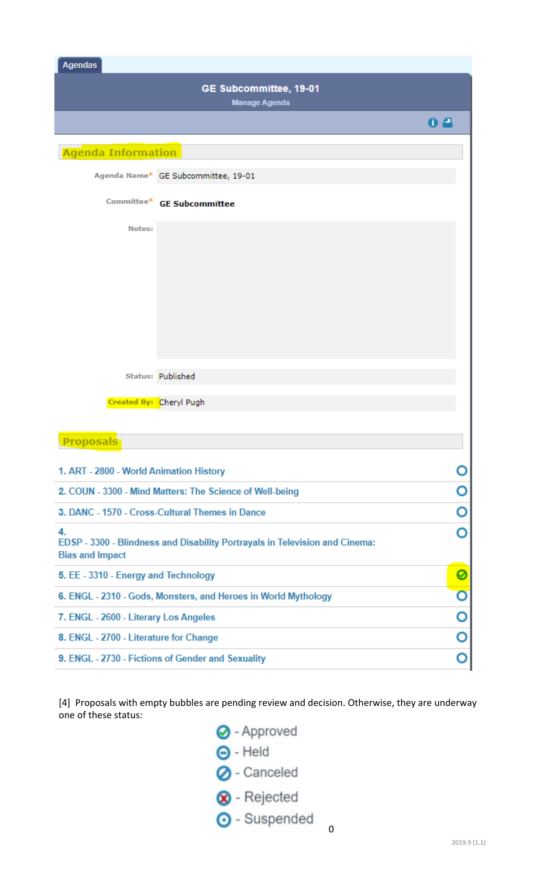Agendas

## GE Subcommittee, 19-01

Manage Agenda

### Agenda Information

**Agenda Name*** GE Subcommittee, 19-01

**Committee*** **GE Subcommittee**

**Notes:**

**Status:** Published

**Created By:** Cheryl Pugh

### Proposals

1. ART - 2800 - World Animation History
2. COUN - 3300 - Mind Matters: The Science of Well-being
3. DANC - 1570 - Cross-Cultural Themes in Dance
4. EDSP - 3300 - Blindness and Disability Portrayals in Television and Cinema: Bias and Impact
5. EE - 3310 - Energy and Technology
6. ENGL - 2310 - Gods, Monsters, and Heroes in World Mythology
7. ENGL - 2600 - Literary Los Angeles
8. ENGL - 2700 - Literature for Change
9. ENGL - 2730 - Fictions of Gender and Sexuality

[4] Proposals with empty bubbles are pending review and decision. Otherwise, they are underway one of these status:

- Approved
- Held
- Canceled
- Rejected
- Suspended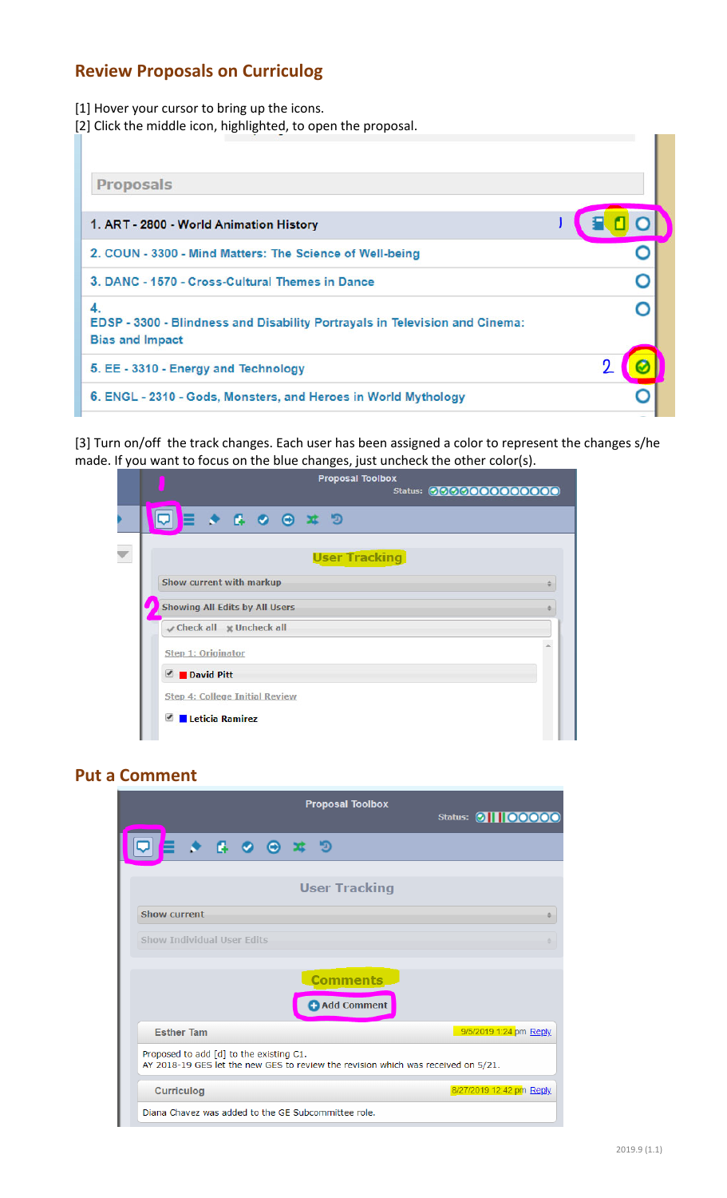## Review Proposals on Curriculog

[1] Hover your cursor to bring up the icons.
[2] Click the middle icon, highlighted, to open the proposal.

**Proposals**

1. ART - 2800 - World Animation History
2. COUN - 3300 - Mind Matters: The Science of Well-being
3. DANC - 1570 - Cross-Cultural Themes in Dance
4. EDSP - 3300 - Blindness and Disability Portrayals in Television and Cinema: Bias and Impact
5. EE - 3310 - Energy and Technology
6. ENGL - 2310 - Gods, Monsters, and Heroes in World Mythology

[3] Turn on/off the track changes. Each user has been assigned a color to represent the changes s/he made. If you want to focus on the blue changes, just uncheck the other color(s).

Proposal Toolbox
Status:

User Tracking

Show current with markup

Showing All Edits by All Users

Check all   Uncheck all

Step 1: Originator
- David Pitt

Step 4: College Initial Review
- Leticia Ramirez

## Put a Comment

Proposal Toolbox
Status:

User Tracking

Show current

Show Individual User Edits

Comments

Add Comment

Esther Tam — 9/5/2019 1:24 pm Reply
Proposed to add [d] to the existing C1.
AY 2018-19 GES let the new GES to review the revision which was received on 5/21.

Curriculog — 8/27/2019 12:42 pm Reply
Diana Chavez was added to the GE Subcommittee role.

2019.9 (1.1)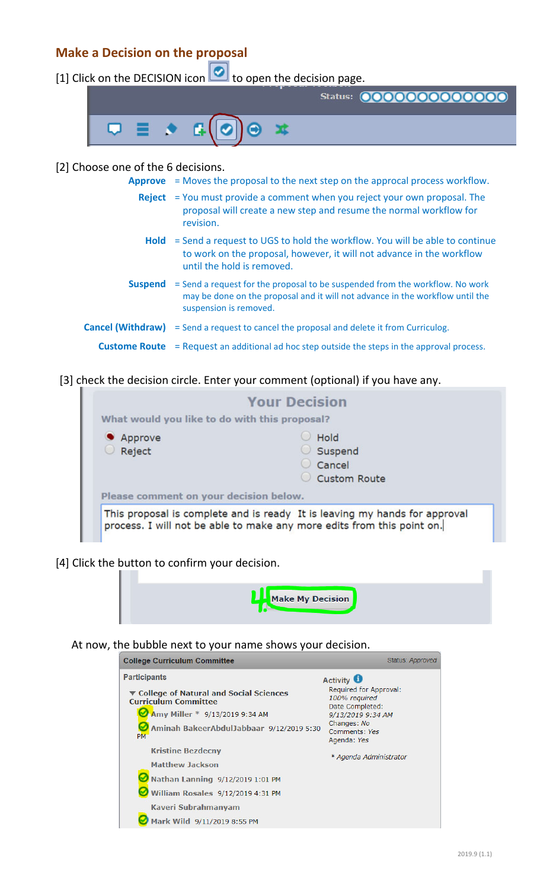## Make a Decision on the proposal

[1] Click on the DECISION icon to open the decision page.

Status:

[2] Choose one of the 6 decisions.

**Approve** = Moves the proposal to the next step on the approcal process workflow.

**Reject** = You must provide a comment when you reject your own proposal. The proposal will create a new step and resume the normal workflow for revision.

**Hold** = Send a request to UGS to hold the workflow. You will be able to continue to work on the proposal, however, it will not advance in the workflow until the hold is removed.

**Suspend** = Send a request for the proposal to be suspended from the workflow. No work may be done on the proposal and it will not advance in the workflow until the suspension is removed.

**Cancel (Withdraw)** = Send a request to cancel the proposal and delete it from Curriculog.

**Custome Route** = Request an additional ad hoc step outside the steps in the approval process.

[3] check the decision circle. Enter your comment (optional) if you have any.

Your Decision

What would you like to do with this proposal?

- Approve
- Reject
- Hold
- Suspend
- Cancel
- Custom Route

Please comment on your decision below.

This proposal is complete and is ready It is leaving my hands for approval process. I will not be able to make any more edits from this point on.

[4] Click the button to confirm your decision.

4 Make My Decision

At now, the bubble next to your name shows your decision.

College Curriculum Committee — Status: Approved

Participants

- College of Natural and Social Sciences Curriculum Committee
  - Amy Miller * 9/13/2019 9:34 AM
  - Aminah BakeerAbdulJabbaar 9/12/2019 5:30 PM
  - Kristine Bezdecny
  - Matthew Jackson
  - Nathan Lanning 9/12/2019 1:01 PM
  - William Rosales 9/12/2019 4:31 PM
  - Kaveri Subrahmanyam
  - Mark Wild 9/11/2019 8:55 PM

Activity

Required for Approval: *100% required*

Date Completed: *9/13/2019 9:34 AM*

Changes: *No*

Comments: *Yes*

Agenda: *Yes*

* *Agenda Administrator*

2019.9 (1.1)